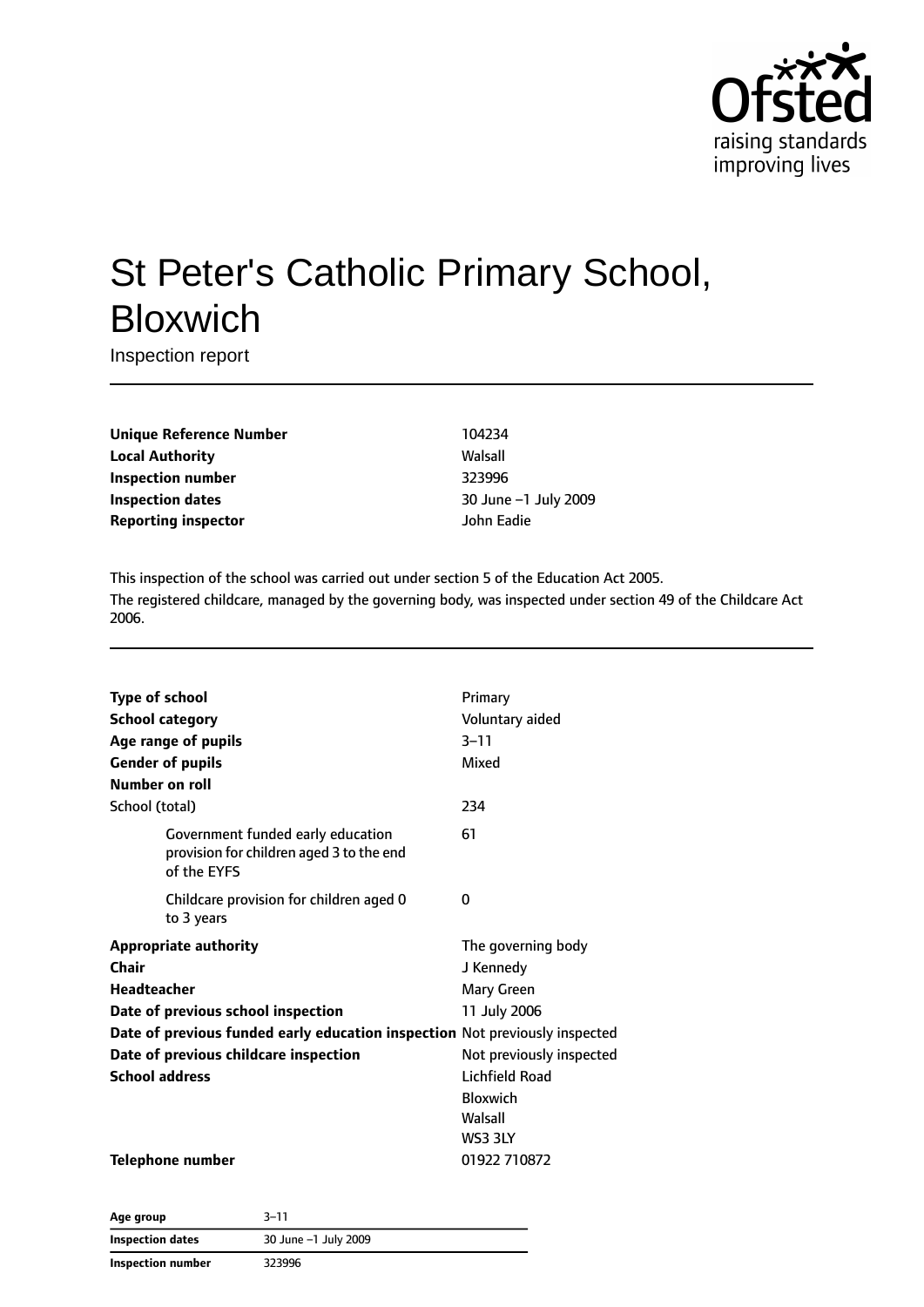# St Peter's Catholic Primary School, Bloxwich

Inspection report

| | |
|---|---|
| **Unique Reference Number** | 104234 |
| **Local Authority** | Walsall |
| **Inspection number** | 323996 |
| **Inspection dates** | 30 June –1 July 2009 |
| **Reporting inspector** | John Eadie |

This inspection of the school was carried out under section 5 of the Education Act 2005.

The registered childcare, managed by the governing body, was inspected under section 49 of the Childcare Act 2006.

| | |
|---|---|
| **Type of school** | Primary |
| **School category** | Voluntary aided |
| **Age range of pupils** | 3–11 |
| **Gender of pupils** | Mixed |
| **Number on roll** | |
| School (total) | 234 |
| Government funded early education provision for children aged 3 to the end of the EYFS | 61 |
| Childcare provision for children aged 0 to 3 years | 0 |
| **Appropriate authority** | The governing body |
| **Chair** | J Kennedy |
| **Headteacher** | Mary Green |
| **Date of previous school inspection** | 11 July 2006 |
| **Date of previous funded early education inspection** | Not previously inspected |
| **Date of previous childcare inspection** | Not previously inspected |
| **School address** | Lichfield Road<br>Bloxwich<br>Walsall<br>WS3 3LY |
| **Telephone number** | 01922 710872 |

| | |
|---|---|
| **Age group** | 3–11 |
| **Inspection dates** | 30 June –1 July 2009 |
| **Inspection number** | 323996 |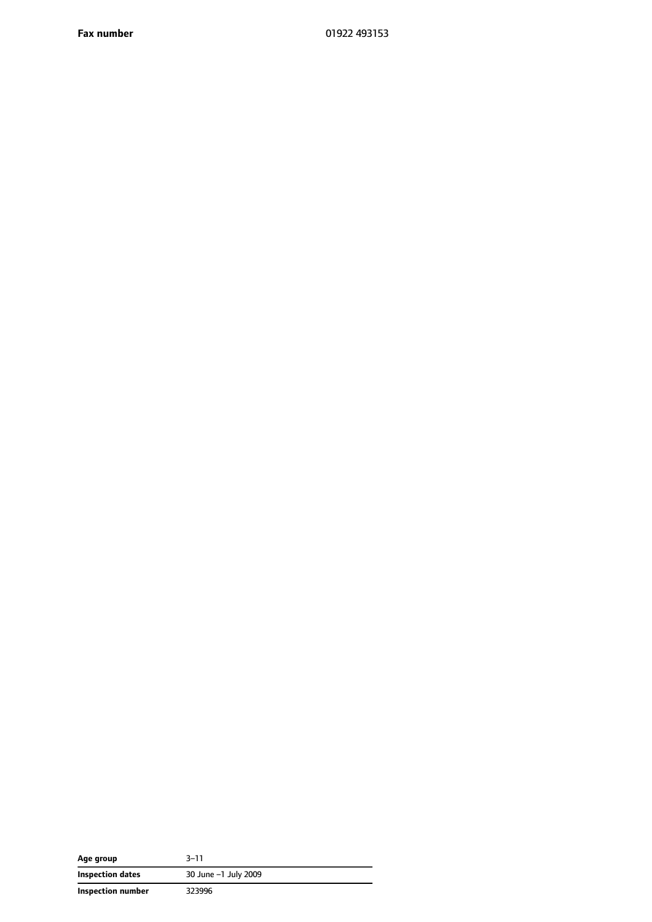| **Fax number** | 01922 493153 |
|---|---|

| **Age group** | 3–11 |
|---|---|
| **Inspection dates** | 30 June –1 July 2009 |
| **Inspection number** | 323996 |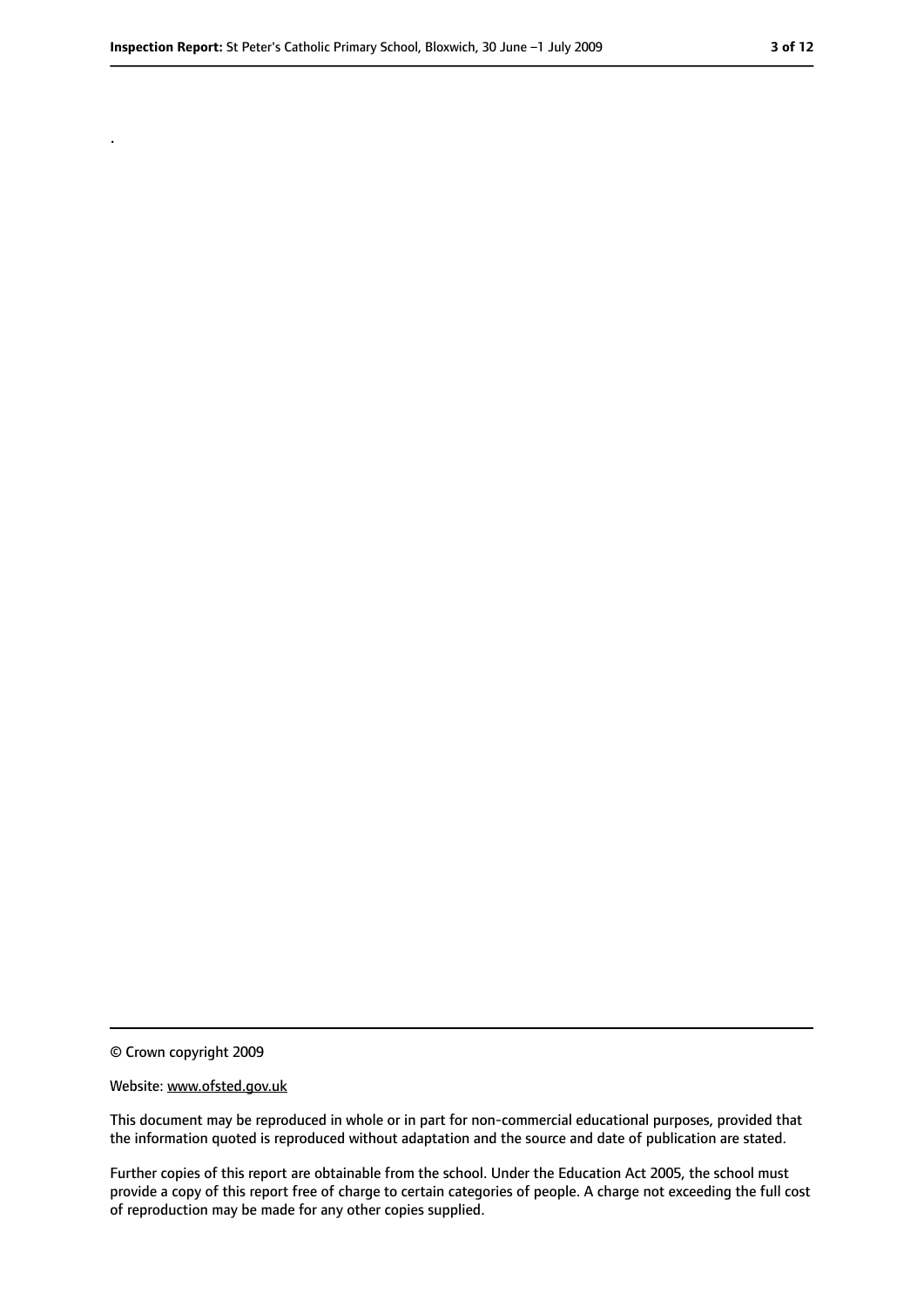.

© Crown copyright 2009

Website: www.ofsted.gov.uk

This document may be reproduced in whole or in part for non-commercial educational purposes, provided that the information quoted is reproduced without adaptation and the source and date of publication are stated.

Further copies of this report are obtainable from the school. Under the Education Act 2005, the school must provide a copy of this report free of charge to certain categories of people. A charge not exceeding the full cost of reproduction may be made for any other copies supplied.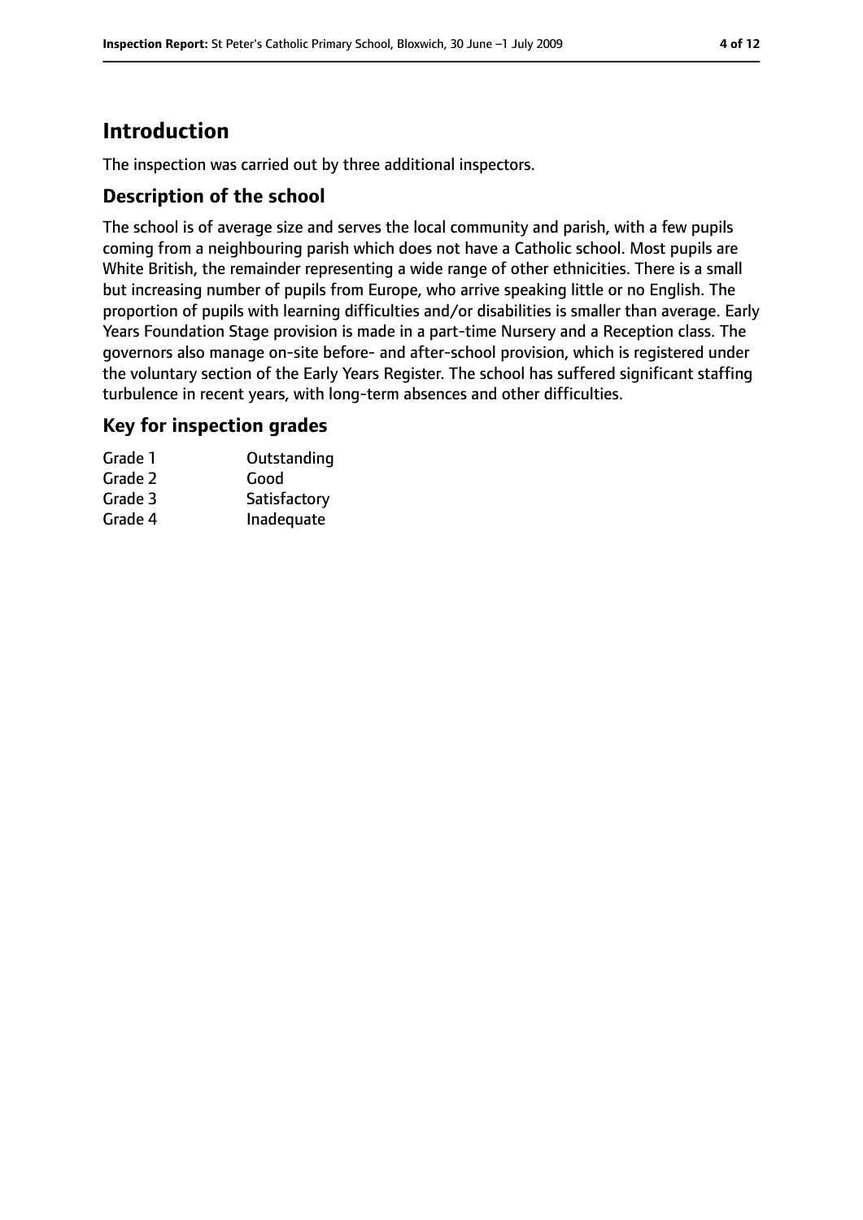# Introduction

The inspection was carried out by three additional inspectors.

## Description of the school

The school is of average size and serves the local community and parish, with a few pupils coming from a neighbouring parish which does not have a Catholic school. Most pupils are White British, the remainder representing a wide range of other ethnicities. There is a small but increasing number of pupils from Europe, who arrive speaking little or no English. The proportion of pupils with learning difficulties and/or disabilities is smaller than average. Early Years Foundation Stage provision is made in a part-time Nursery and a Reception class. The governors also manage on-site before- and after-school provision, which is registered under the voluntary section of the Early Years Register. The school has suffered significant staffing turbulence in recent years, with long-term absences and other difficulties.

## Key for inspection grades

| | |
|---|---|
| Grade 1 | Outstanding |
| Grade 2 | Good |
| Grade 3 | Satisfactory |
| Grade 4 | Inadequate |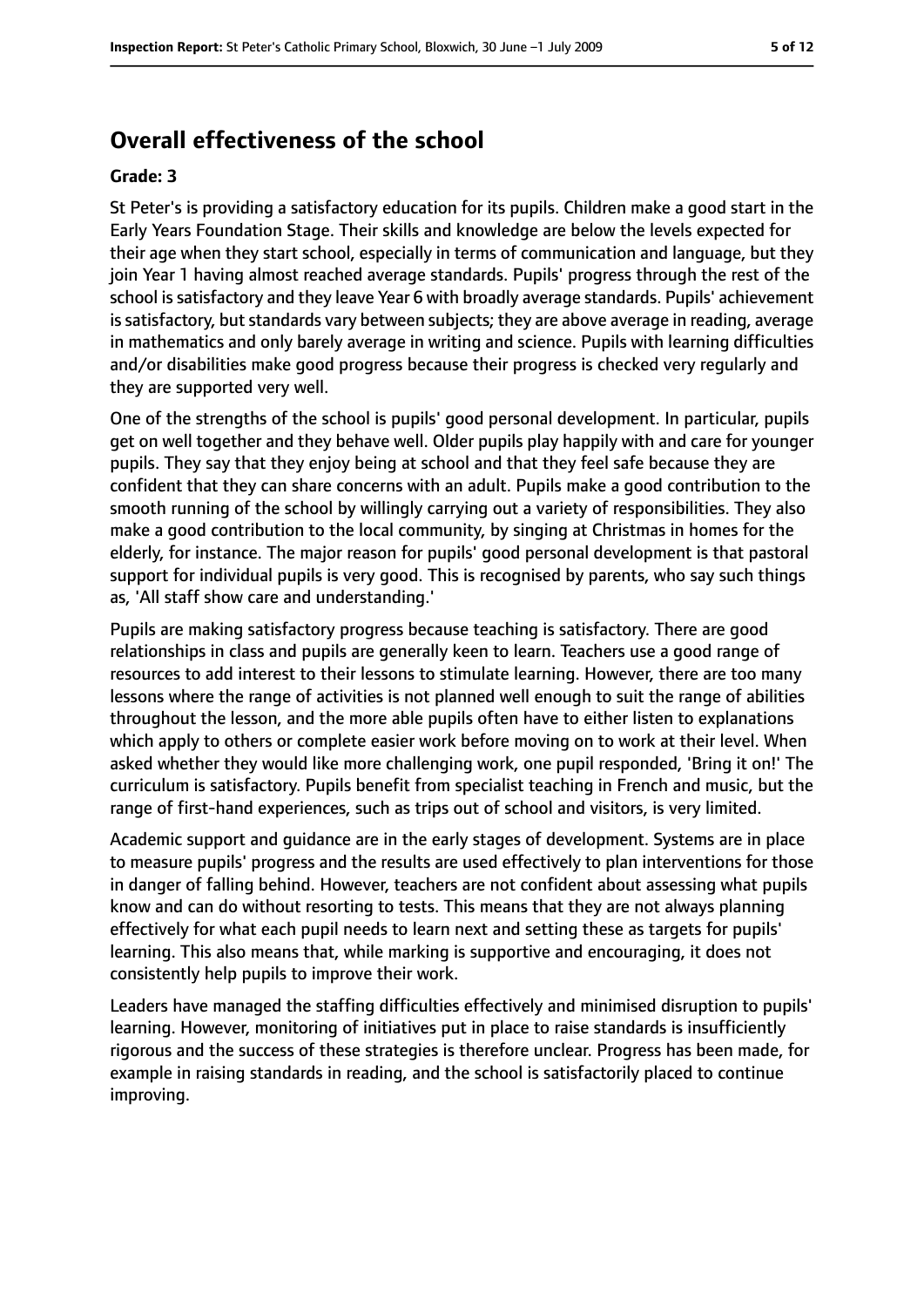## Overall effectiveness of the school

**Grade: 3**

St Peter's is providing a satisfactory education for its pupils. Children make a good start in the Early Years Foundation Stage. Their skills and knowledge are below the levels expected for their age when they start school, especially in terms of communication and language, but they join Year 1 having almost reached average standards. Pupils' progress through the rest of the school is satisfactory and they leave Year 6 with broadly average standards. Pupils' achievement is satisfactory, but standards vary between subjects; they are above average in reading, average in mathematics and only barely average in writing and science. Pupils with learning difficulties and/or disabilities make good progress because their progress is checked very regularly and they are supported very well.

One of the strengths of the school is pupils' good personal development. In particular, pupils get on well together and they behave well. Older pupils play happily with and care for younger pupils. They say that they enjoy being at school and that they feel safe because they are confident that they can share concerns with an adult. Pupils make a good contribution to the smooth running of the school by willingly carrying out a variety of responsibilities. They also make a good contribution to the local community, by singing at Christmas in homes for the elderly, for instance. The major reason for pupils' good personal development is that pastoral support for individual pupils is very good. This is recognised by parents, who say such things as, 'All staff show care and understanding.'

Pupils are making satisfactory progress because teaching is satisfactory. There are good relationships in class and pupils are generally keen to learn. Teachers use a good range of resources to add interest to their lessons to stimulate learning. However, there are too many lessons where the range of activities is not planned well enough to suit the range of abilities throughout the lesson, and the more able pupils often have to either listen to explanations which apply to others or complete easier work before moving on to work at their level. When asked whether they would like more challenging work, one pupil responded, 'Bring it on!' The curriculum is satisfactory. Pupils benefit from specialist teaching in French and music, but the range of first-hand experiences, such as trips out of school and visitors, is very limited.

Academic support and guidance are in the early stages of development. Systems are in place to measure pupils' progress and the results are used effectively to plan interventions for those in danger of falling behind. However, teachers are not confident about assessing what pupils know and can do without resorting to tests. This means that they are not always planning effectively for what each pupil needs to learn next and setting these as targets for pupils' learning. This also means that, while marking is supportive and encouraging, it does not consistently help pupils to improve their work.

Leaders have managed the staffing difficulties effectively and minimised disruption to pupils' learning. However, monitoring of initiatives put in place to raise standards is insufficiently rigorous and the success of these strategies is therefore unclear. Progress has been made, for example in raising standards in reading, and the school is satisfactorily placed to continue improving.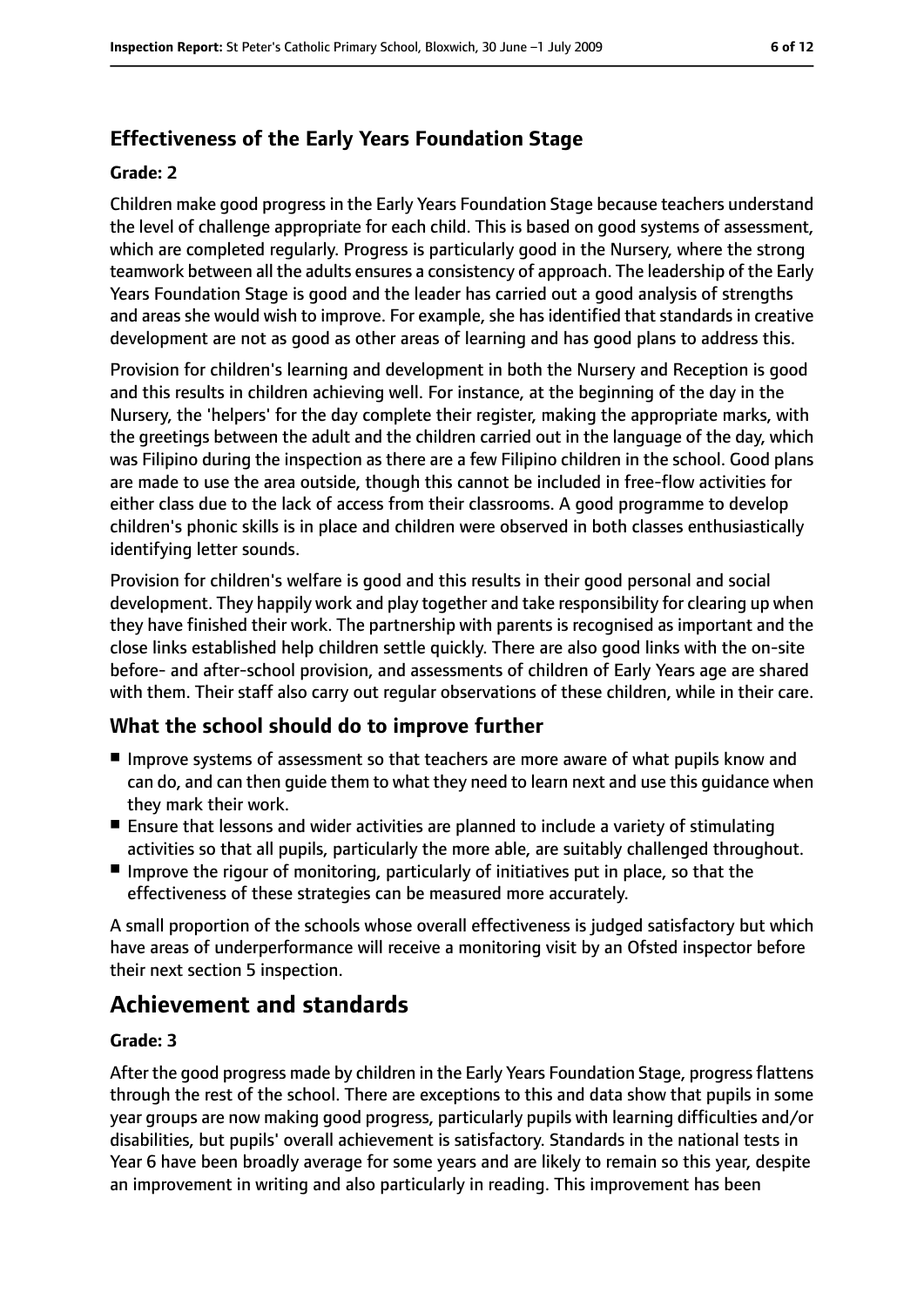### Effectiveness of the Early Years Foundation Stage

#### Grade: 2

Children make good progress in the Early Years Foundation Stage because teachers understand the level of challenge appropriate for each child. This is based on good systems of assessment, which are completed regularly. Progress is particularly good in the Nursery, where the strong teamwork between all the adults ensures a consistency of approach. The leadership of the Early Years Foundation Stage is good and the leader has carried out a good analysis of strengths and areas she would wish to improve. For example, she has identified that standards in creative development are not as good as other areas of learning and has good plans to address this.

Provision for children's learning and development in both the Nursery and Reception is good and this results in children achieving well. For instance, at the beginning of the day in the Nursery, the 'helpers' for the day complete their register, making the appropriate marks, with the greetings between the adult and the children carried out in the language of the day, which was Filipino during the inspection as there are a few Filipino children in the school. Good plans are made to use the area outside, though this cannot be included in free-flow activities for either class due to the lack of access from their classrooms. A good programme to develop children's phonic skills is in place and children were observed in both classes enthusiastically identifying letter sounds.

Provision for children's welfare is good and this results in their good personal and social development. They happily work and play together and take responsibility for clearing up when they have finished their work. The partnership with parents is recognised as important and the close links established help children settle quickly. There are also good links with the on-site before- and after-school provision, and assessments of children of Early Years age are shared with them. Their staff also carry out regular observations of these children, while in their care.

### What the school should do to improve further

- Improve systems of assessment so that teachers are more aware of what pupils know and can do, and can then guide them to what they need to learn next and use this guidance when they mark their work.
- Ensure that lessons and wider activities are planned to include a variety of stimulating activities so that all pupils, particularly the more able, are suitably challenged throughout.
- Improve the rigour of monitoring, particularly of initiatives put in place, so that the effectiveness of these strategies can be measured more accurately.

A small proportion of the schools whose overall effectiveness is judged satisfactory but which have areas of underperformance will receive a monitoring visit by an Ofsted inspector before their next section 5 inspection.

## Achievement and standards

#### Grade: 3

After the good progress made by children in the Early Years Foundation Stage, progress flattens through the rest of the school. There are exceptions to this and data show that pupils in some year groups are now making good progress, particularly pupils with learning difficulties and/or disabilities, but pupils' overall achievement is satisfactory. Standards in the national tests in Year 6 have been broadly average for some years and are likely to remain so this year, despite an improvement in writing and also particularly in reading. This improvement has been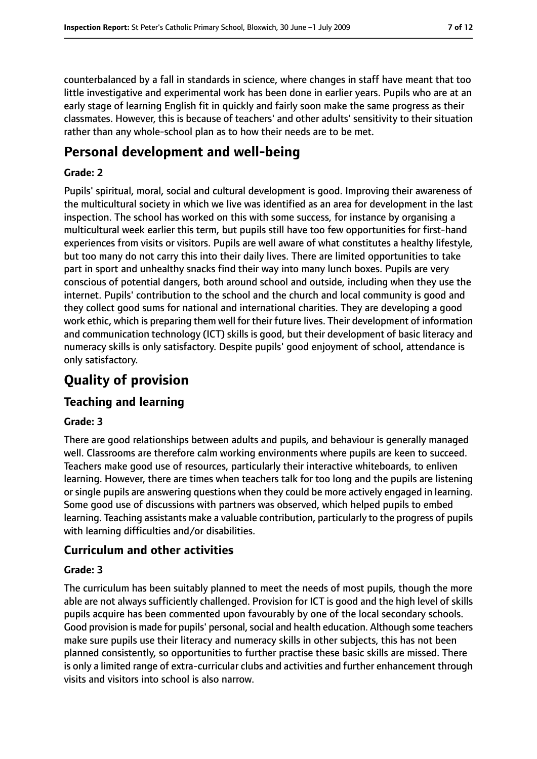counterbalanced by a fall in standards in science, where changes in staff have meant that too little investigative and experimental work has been done in earlier years. Pupils who are at an early stage of learning English fit in quickly and fairly soon make the same progress as their classmates. However, this is because of teachers' and other adults' sensitivity to their situation rather than any whole-school plan as to how their needs are to be met.

# Personal development and well-being

**Grade: 2**

Pupils' spiritual, moral, social and cultural development is good. Improving their awareness of the multicultural society in which we live was identified as an area for development in the last inspection. The school has worked on this with some success, for instance by organising a multicultural week earlier this term, but pupils still have too few opportunities for first-hand experiences from visits or visitors. Pupils are well aware of what constitutes a healthy lifestyle, but too many do not carry this into their daily lives. There are limited opportunities to take part in sport and unhealthy snacks find their way into many lunch boxes. Pupils are very conscious of potential dangers, both around school and outside, including when they use the internet. Pupils' contribution to the school and the church and local community is good and they collect good sums for national and international charities. They are developing a good work ethic, which is preparing them well for their future lives. Their development of information and communication technology (ICT) skills is good, but their development of basic literacy and numeracy skills is only satisfactory. Despite pupils' good enjoyment of school, attendance is only satisfactory.

# Quality of provision

## Teaching and learning

**Grade: 3**

There are good relationships between adults and pupils, and behaviour is generally managed well. Classrooms are therefore calm working environments where pupils are keen to succeed. Teachers make good use of resources, particularly their interactive whiteboards, to enliven learning. However, there are times when teachers talk for too long and the pupils are listening or single pupils are answering questions when they could be more actively engaged in learning. Some good use of discussions with partners was observed, which helped pupils to embed learning. Teaching assistants make a valuable contribution, particularly to the progress of pupils with learning difficulties and/or disabilities.

## Curriculum and other activities

**Grade: 3**

The curriculum has been suitably planned to meet the needs of most pupils, though the more able are not always sufficiently challenged. Provision for ICT is good and the high level of skills pupils acquire has been commented upon favourably by one of the local secondary schools. Good provision is made for pupils' personal, social and health education. Although some teachers make sure pupils use their literacy and numeracy skills in other subjects, this has not been planned consistently, so opportunities to further practise these basic skills are missed. There is only a limited range of extra-curricular clubs and activities and further enhancement through visits and visitors into school is also narrow.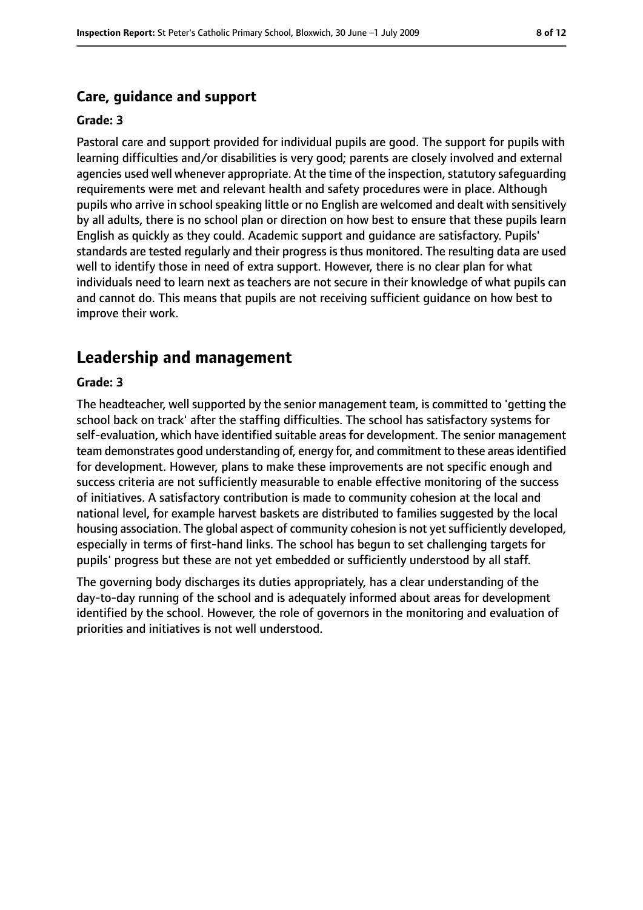### Care, guidance and support

#### Grade: 3

Pastoral care and support provided for individual pupils are good. The support for pupils with learning difficulties and/or disabilities is very good; parents are closely involved and external agencies used well whenever appropriate. At the time of the inspection, statutory safeguarding requirements were met and relevant health and safety procedures were in place. Although pupils who arrive in school speaking little or no English are welcomed and dealt with sensitively by all adults, there is no school plan or direction on how best to ensure that these pupils learn English as quickly as they could. Academic support and guidance are satisfactory. Pupils' standards are tested regularly and their progress is thus monitored. The resulting data are used well to identify those in need of extra support. However, there is no clear plan for what individuals need to learn next as teachers are not secure in their knowledge of what pupils can and cannot do. This means that pupils are not receiving sufficient guidance on how best to improve their work.

## Leadership and management

#### Grade: 3

The headteacher, well supported by the senior management team, is committed to 'getting the school back on track' after the staffing difficulties. The school has satisfactory systems for self-evaluation, which have identified suitable areas for development. The senior management team demonstrates good understanding of, energy for, and commitment to these areas identified for development. However, plans to make these improvements are not specific enough and success criteria are not sufficiently measurable to enable effective monitoring of the success of initiatives. A satisfactory contribution is made to community cohesion at the local and national level, for example harvest baskets are distributed to families suggested by the local housing association. The global aspect of community cohesion is not yet sufficiently developed, especially in terms of first-hand links. The school has begun to set challenging targets for pupils' progress but these are not yet embedded or sufficiently understood by all staff.

The governing body discharges its duties appropriately, has a clear understanding of the day-to-day running of the school and is adequately informed about areas for development identified by the school. However, the role of governors in the monitoring and evaluation of priorities and initiatives is not well understood.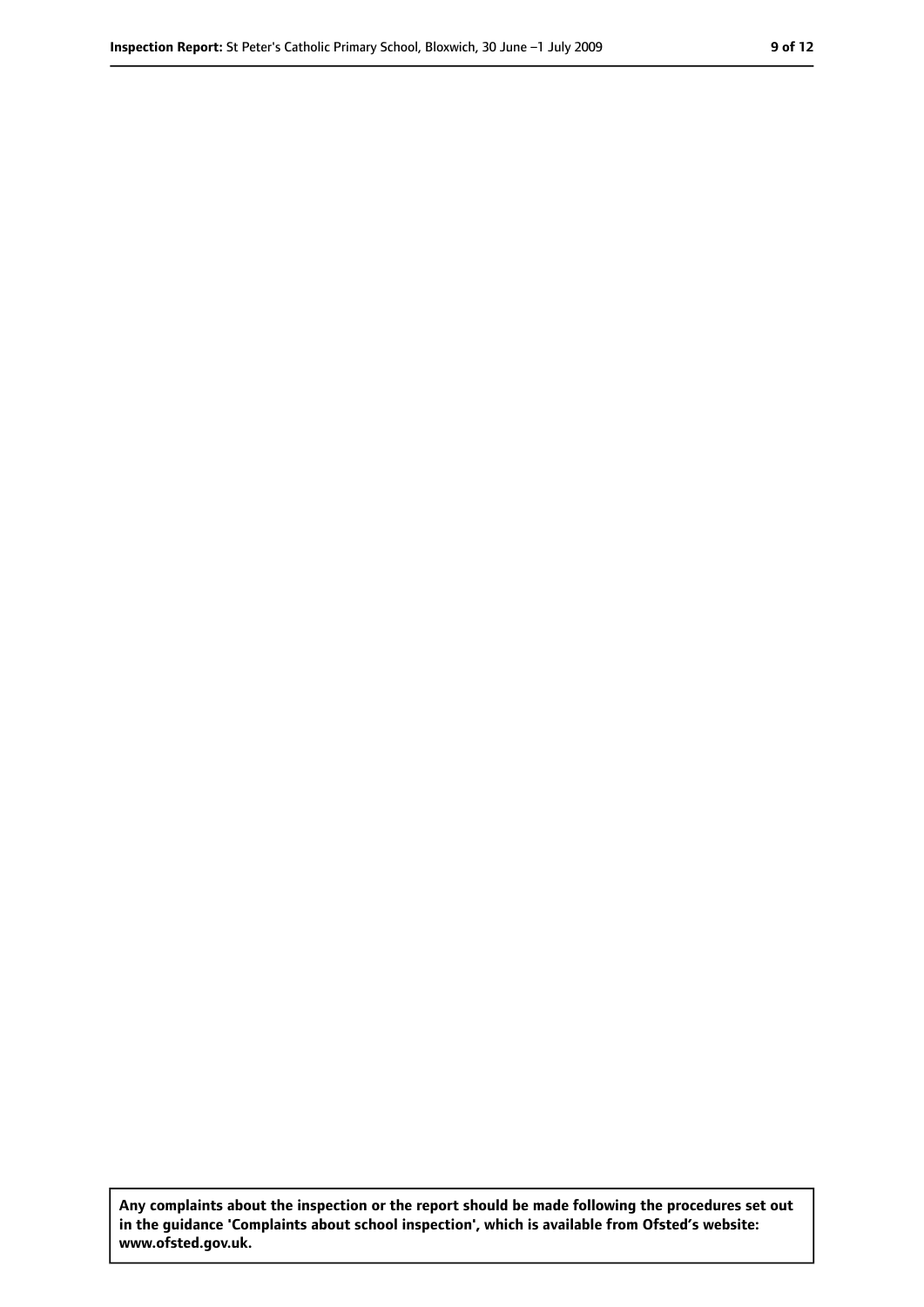**Any complaints about the inspection or the report should be made following the procedures set out in the guidance 'Complaints about school inspection', which is available from Ofsted's website: www.ofsted.gov.uk.**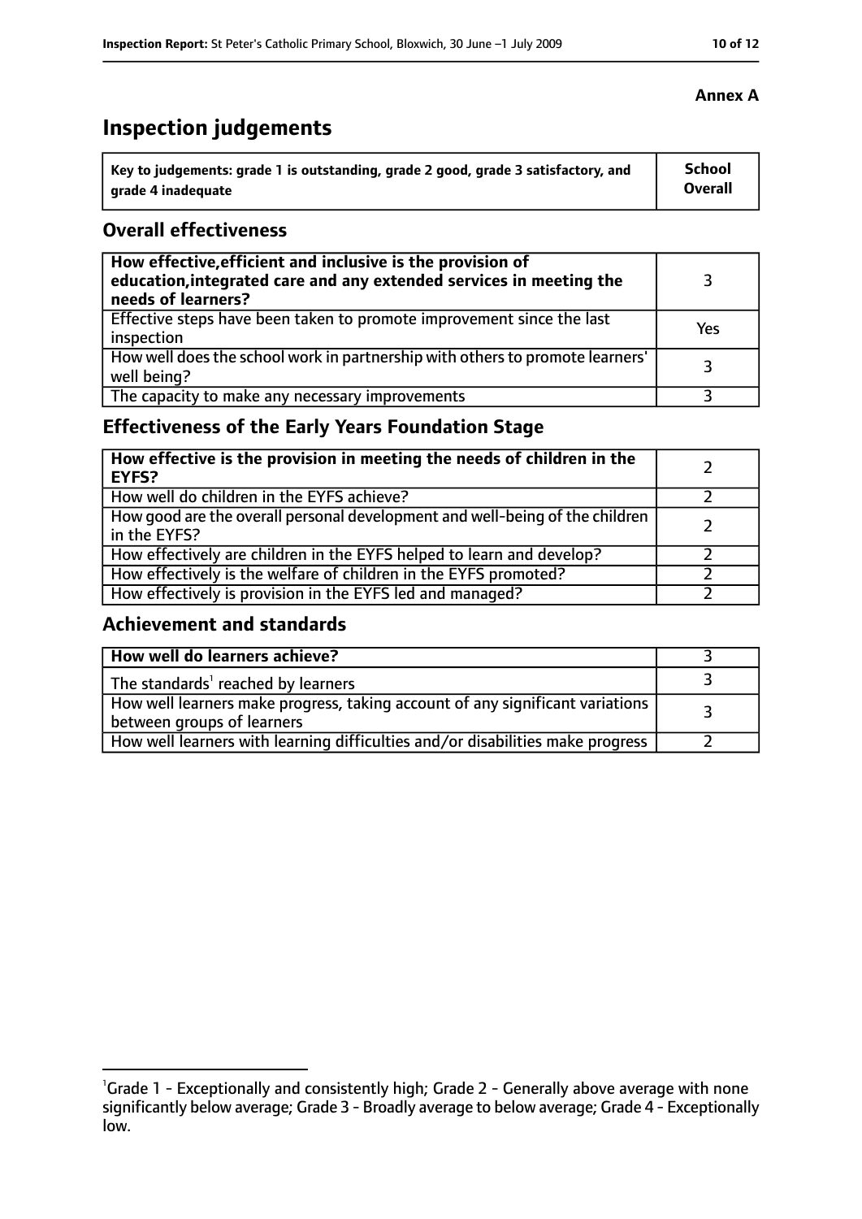**Annex A**

# Inspection judgements

| Key to judgements: grade 1 is outstanding, grade 2 good, grade 3 satisfactory, and grade 4 inadequate | School Overall |
|---|---|

## Overall effectiveness

| | |
|---|---|
| **How effective, efficient and inclusive is the provision of education, integrated care and any extended services in meeting the needs of learners?** | 3 |
| Effective steps have been taken to promote improvement since the last inspection | Yes |
| How well does the school work in partnership with others to promote learners' well being? | 3 |
| The capacity to make any necessary improvements | 3 |

## Effectiveness of the Early Years Foundation Stage

| | |
|---|---|
| **How effective is the provision in meeting the needs of children in the EYFS?** | 2 |
| How well do children in the EYFS achieve? | 2 |
| How good are the overall personal development and well-being of the children in the EYFS? | 2 |
| How effectively are children in the EYFS helped to learn and develop? | 2 |
| How effectively is the welfare of children in the EYFS promoted? | 2 |
| How effectively is provision in the EYFS led and managed? | 2 |

## Achievement and standards

| | |
|---|---|
| **How well do learners achieve?** | 3 |
| The standards[1] reached by learners | 3 |
| How well learners make progress, taking account of any significant variations between groups of learners | 3 |
| How well learners with learning difficulties and/or disabilities make progress | 2 |

[1] Grade 1 - Exceptionally and consistently high; Grade 2 - Generally above average with none significantly below average; Grade 3 - Broadly average to below average; Grade 4 - Exceptionally low.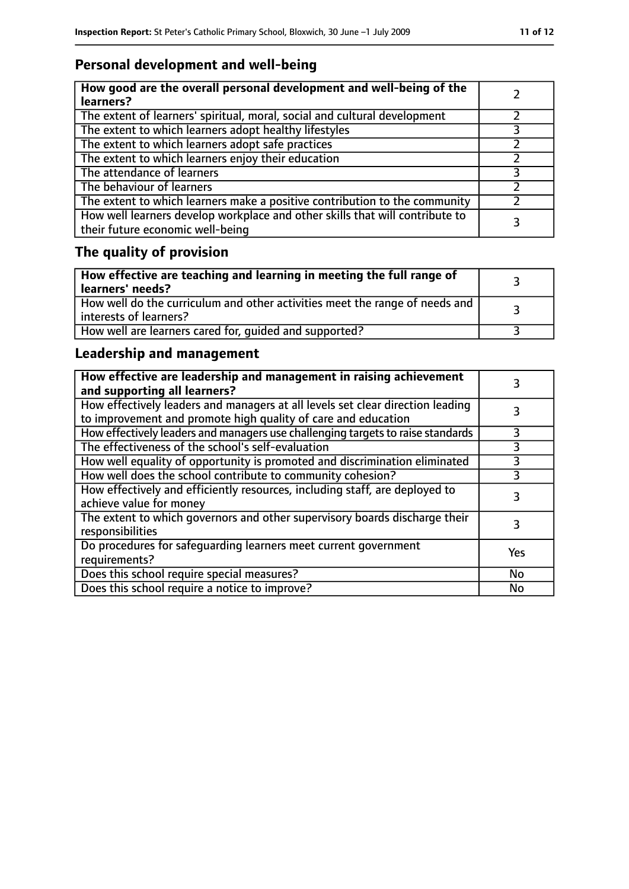## Personal development and well-being

| How good are the overall personal development and well-being of the learners? | 2 |
|---|---|
| The extent of learners' spiritual, moral, social and cultural development | 2 |
| The extent to which learners adopt healthy lifestyles | 3 |
| The extent to which learners adopt safe practices | 2 |
| The extent to which learners enjoy their education | 2 |
| The attendance of learners | 3 |
| The behaviour of learners | 2 |
| The extent to which learners make a positive contribution to the community | 2 |
| How well learners develop workplace and other skills that will contribute to their future economic well-being | 3 |

## The quality of provision

| How effective are teaching and learning in meeting the full range of learners' needs? | 3 |
|---|---|
| How well do the curriculum and other activities meet the range of needs and interests of learners? | 3 |
| How well are learners cared for, guided and supported? | 3 |

## Leadership and management

| How effective are leadership and management in raising achievement and supporting all learners? | 3 |
|---|---|
| How effectively leaders and managers at all levels set clear direction leading to improvement and promote high quality of care and education | 3 |
| How effectively leaders and managers use challenging targets to raise standards | 3 |
| The effectiveness of the school's self-evaluation | 3 |
| How well equality of opportunity is promoted and discrimination eliminated | 3 |
| How well does the school contribute to community cohesion? | 3 |
| How effectively and efficiently resources, including staff, are deployed to achieve value for money | 3 |
| The extent to which governors and other supervisory boards discharge their responsibilities | 3 |
| Do procedures for safeguarding learners meet current government requirements? | Yes |
| Does this school require special measures? | No |
| Does this school require a notice to improve? | No |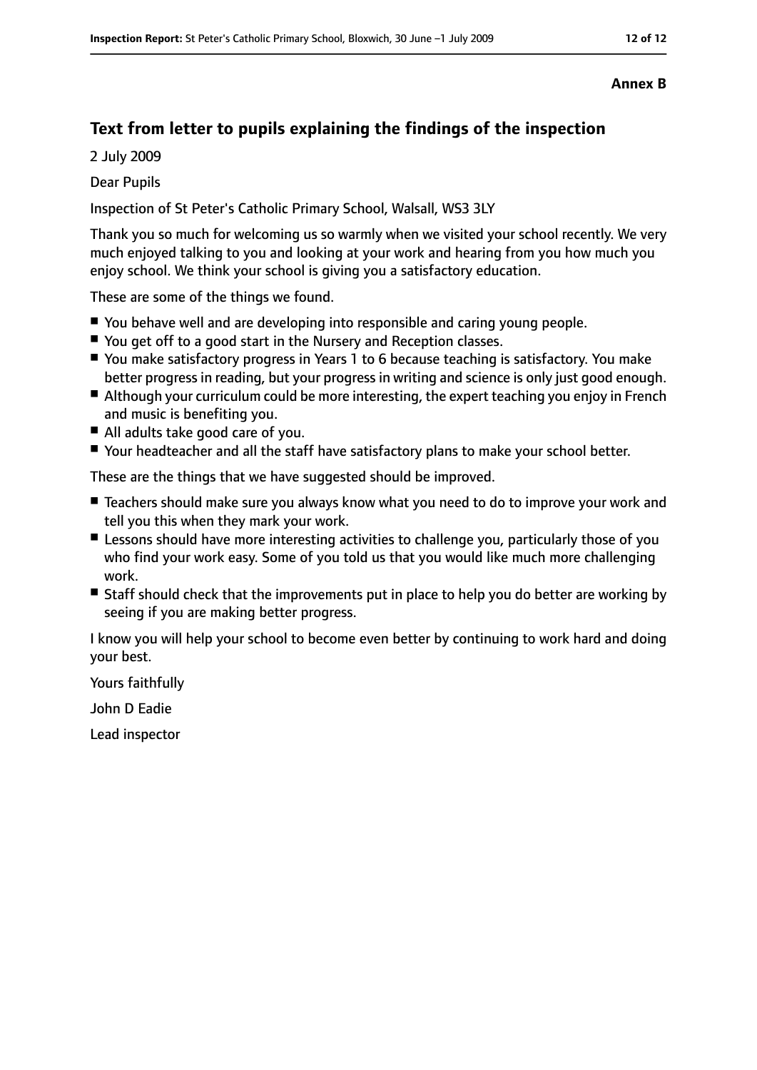**Annex B**

## Text from letter to pupils explaining the findings of the inspection

2 July 2009

Dear Pupils

Inspection of St Peter's Catholic Primary School, Walsall, WS3 3LY

Thank you so much for welcoming us so warmly when we visited your school recently. We very much enjoyed talking to you and looking at your work and hearing from you how much you enjoy school. We think your school is giving you a satisfactory education.

These are some of the things we found.

- You behave well and are developing into responsible and caring young people.
- You get off to a good start in the Nursery and Reception classes.
- You make satisfactory progress in Years 1 to 6 because teaching is satisfactory. You make better progress in reading, but your progress in writing and science is only just good enough.
- Although your curriculum could be more interesting, the expert teaching you enjoy in French and music is benefiting you.
- All adults take good care of you.
- Your headteacher and all the staff have satisfactory plans to make your school better.

These are the things that we have suggested should be improved.

- Teachers should make sure you always know what you need to do to improve your work and tell you this when they mark your work.
- Lessons should have more interesting activities to challenge you, particularly those of you who find your work easy. Some of you told us that you would like much more challenging work.
- Staff should check that the improvements put in place to help you do better are working by seeing if you are making better progress.

I know you will help your school to become even better by continuing to work hard and doing your best.

Yours faithfully

John D Eadie

Lead inspector